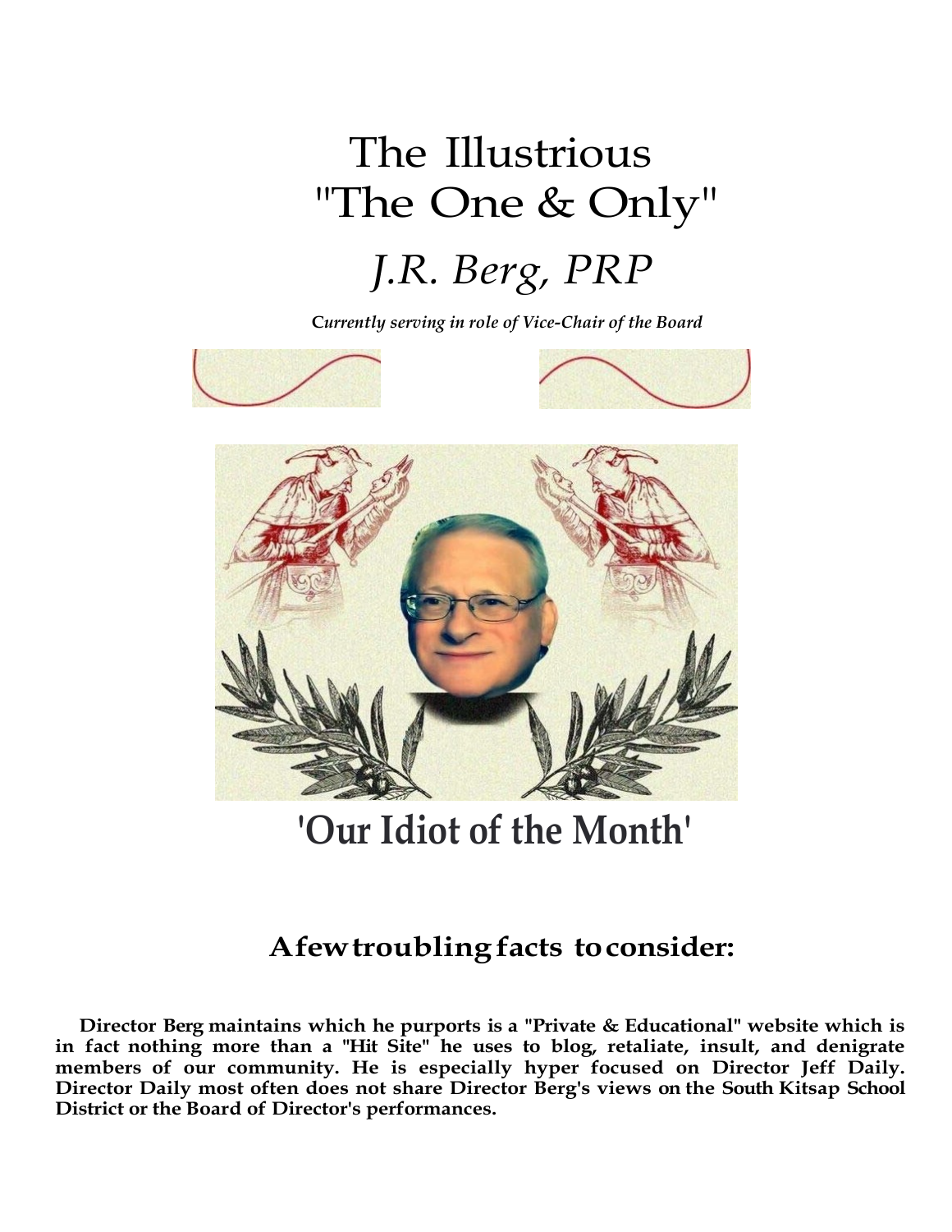# The Illustrious "The One & Only"

## *J.R. Berg, PRP*

***Currently serving in role of Vice-Chair of the Board***

# 'Our Idiot of the Month'

## A few troubling facts to consider:

**Director Berg maintains which he purports is a "Private & Educational" website which is in fact nothing more than a "Hit Site" he uses to blog, retaliate, insult, and denigrate members of our community. He is especially hyper focused on Director Jeff Daily. Director Daily most often does not share Director Berg's views on the South Kitsap School District or the Board of Director's performances.**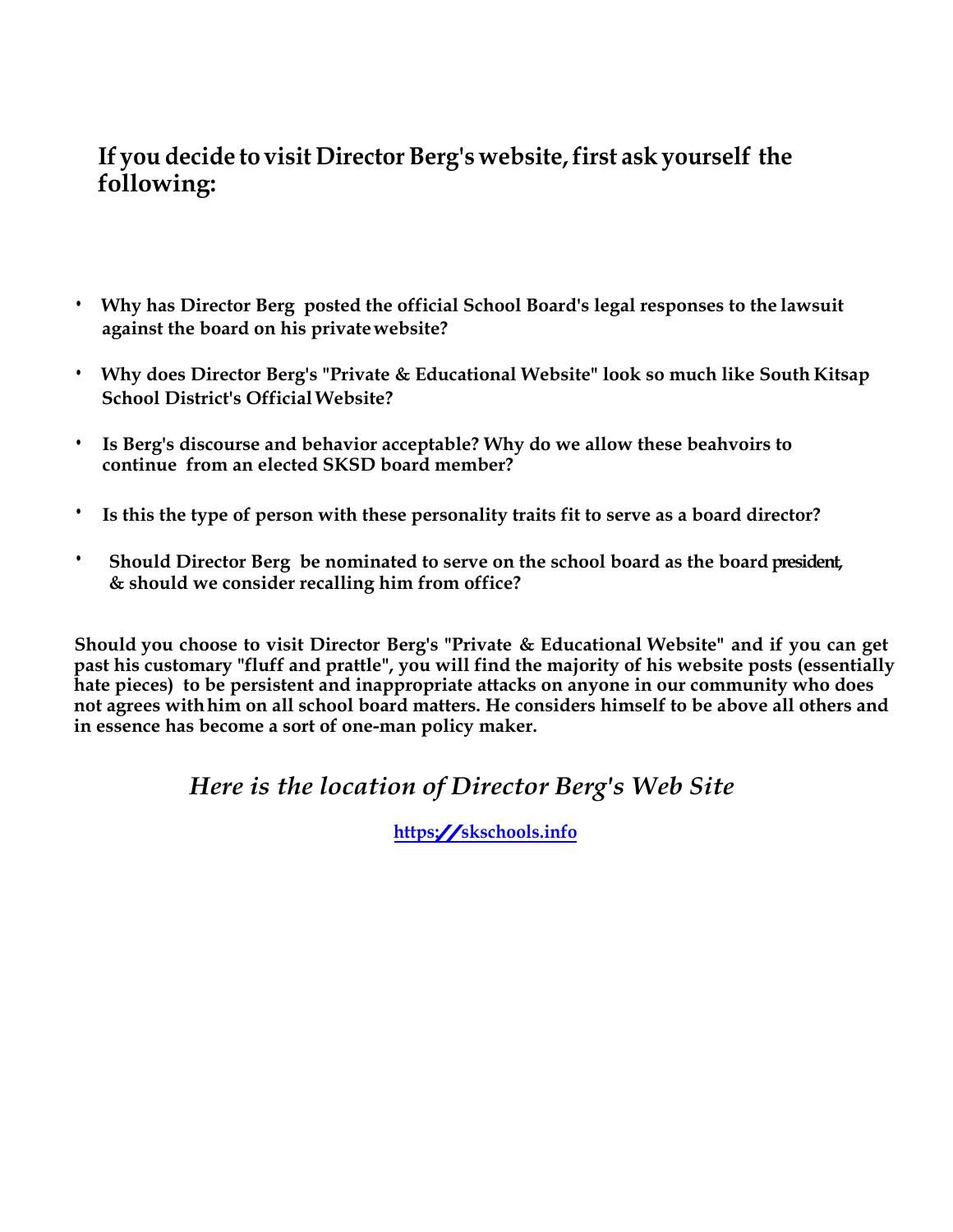## If you decide to visit Director Berg's website, first ask yourself the following:

- **Why has Director Berg posted the official School Board's legal responses to the lawsuit against the board on his private website?**
- **Why does Director Berg's "Private & Educational Website" look so much like South Kitsap School District's Official Website?**
- **Is Berg's discourse and behavior acceptable? Why do we allow these beahvoirs to continue from an elected SKSD board member?**
- **Is this the type of person with these personality traits fit to serve as a board director?**
- **Should Director Berg be nominated to serve on the school board as the board president, & should we consider recalling him from office?**

**Should you choose to visit Director Berg's "Private & Educational Website" and if you can get past his customary "fluff and prattle", you will find the majority of his website posts (essentially hate pieces) to be persistent and inappropriate attacks on anyone in our community who does not agrees with him on all school board matters. He considers himself to be above all others and in essence has become a sort of one-man policy maker.**

***Here is the location of Director Berg's Web Site***

**https://skschools.info**